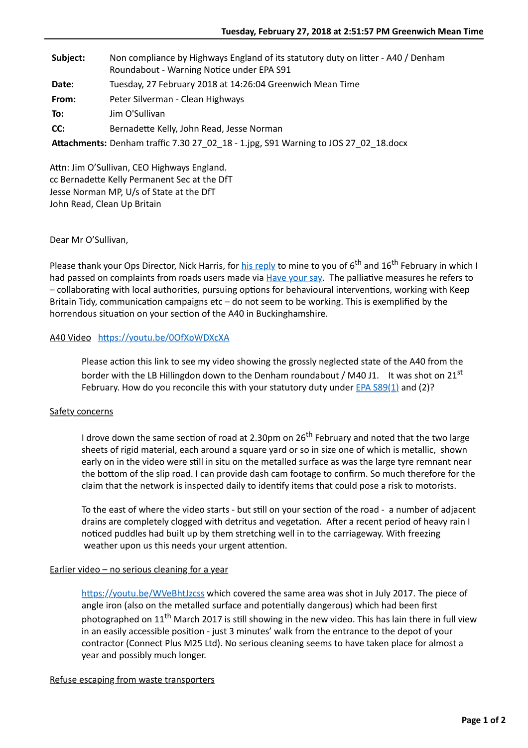**Subject:** Non compliance by Highways England of its statutory duty on litter - A40 / Denham Roundabout - Warning Notice under EPA S91

**Date:** Tuesday, 27 February 2018 at 14:26:04 Greenwich Mean Time

**From:** Peter Silverman - Clean Highways

**To:** Jim O'Sullivan

**CC:** Bernadette Kelly, John Read, Jesse Norman

**Attachments:** Denham traffic 7.30 27_02_18 - 1.jpg, S91 Warning to JOS 27_02_18.docx

Attn: Jim O'Sullivan, CEO Highways England.
cc Bernadette Kelly Permanent Sec at the DfT
Jesse Norman MP, U/s of State at the DfT
John Read, Clean Up Britain

Dear Mr O'Sullivan,

Please thank your Ops Director, Nick Harris, for his reply to mine to you of 6th and 16th February in which I had passed on complaints from roads users made via Have your say. The palliative measures he refers to – collaborating with local authorities, pursuing options for behavioural interventions, working with Keep Britain Tidy, communication campaigns etc – do not seem to be working. This is exemplified by the horrendous situation on your section of the A40 in Buckinghamshire.

A40 Video https://youtu.be/0OfXpWDXcXA

> Please action this link to see my video showing the grossly neglected state of the A40 from the border with the LB Hillingdon down to the Denham roundabout / M40 J1. It was shot on 21st February. How do you reconcile this with your statutory duty under EPA S89(1) and (2)?

Safety concerns

> I drove down the same section of road at 2.30pm on 26th February and noted that the two large sheets of rigid material, each around a square yard or so in size one of which is metallic, shown early on in the video were still in situ on the metalled surface as was the large tyre remnant near the bottom of the slip road. I can provide dash cam footage to confirm. So much therefore for the claim that the network is inspected daily to identify items that could pose a risk to motorists.
>
> To the east of where the video starts - but still on your section of the road - a number of adjacent drains are completely clogged with detritus and vegetation. After a recent period of heavy rain I noticed puddles had built up by them stretching well in to the carriageway. With freezing weather upon us this needs your urgent attention.

Earlier video – no serious cleaning for a year

> https://youtu.be/WVeBhtJzcss which covered the same area was shot in July 2017. The piece of angle iron (also on the metalled surface and potentially dangerous) which had been first photographed on 11th March 2017 is still showing in the new video. This has lain there in full view in an easily accessible position - just 3 minutes' walk from the entrance to the depot of your contractor (Connect Plus M25 Ltd). No serious cleaning seems to have taken place for almost a year and possibly much longer.

Refuse escaping from waste transporters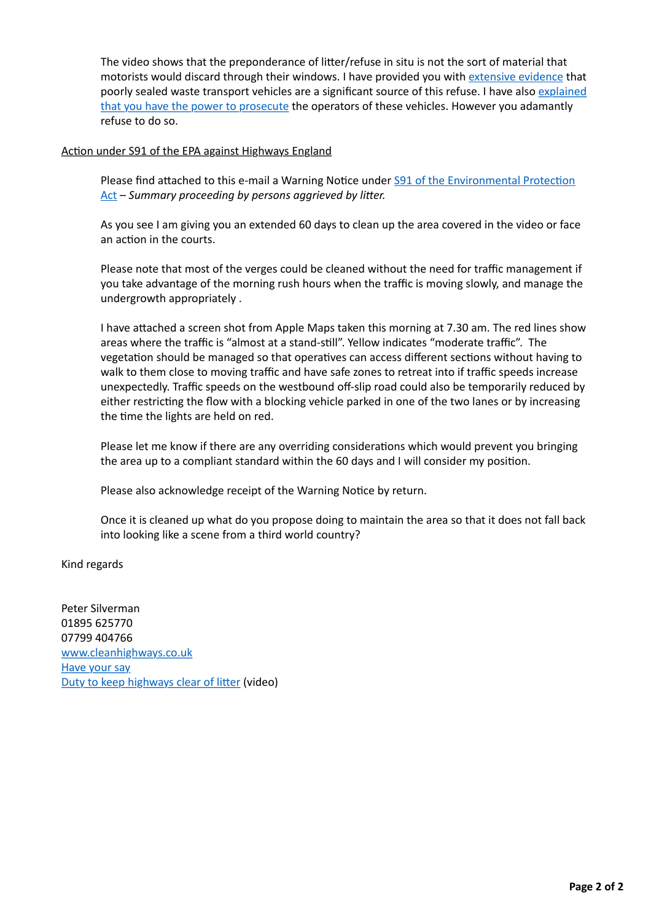The video shows that the preponderance of litter/refuse in situ is not the sort of material that motorists would discard through their windows. I have provided you with extensive evidence that poorly sealed waste transport vehicles are a significant source of this refuse. I have also explained that you have the power to prosecute the operators of these vehicles. However you adamantly refuse to do so.

Action under S91 of the EPA against Highways England

Please find attached to this e-mail a Warning Notice under S91 of the Environmental Protection Act – *Summary proceeding by persons aggrieved by litter.*

As you see I am giving you an extended 60 days to clean up the area covered in the video or face an action in the courts.

Please note that most of the verges could be cleaned without the need for traffic management if you take advantage of the morning rush hours when the traffic is moving slowly, and manage the undergrowth appropriately .

I have attached a screen shot from Apple Maps taken this morning at 7.30 am. The red lines show areas where the traffic is "almost at a stand-still". Yellow indicates "moderate traffic". The vegetation should be managed so that operatives can access different sections without having to walk to them close to moving traffic and have safe zones to retreat into if traffic speeds increase unexpectedly. Traffic speeds on the westbound off-slip road could also be temporarily reduced by either restricting the flow with a blocking vehicle parked in one of the two lanes or by increasing the time the lights are held on red.

Please let me know if there are any overriding considerations which would prevent you bringing the area up to a compliant standard within the 60 days and I will consider my position.

Please also acknowledge receipt of the Warning Notice by return.

Once it is cleaned up what do you propose doing to maintain the area so that it does not fall back into looking like a scene from a third world country?

Kind regards

Peter Silverman
01895 625770
07799 404766
www.cleanhighways.co.uk
Have your say
Duty to keep highways clear of litter (video)